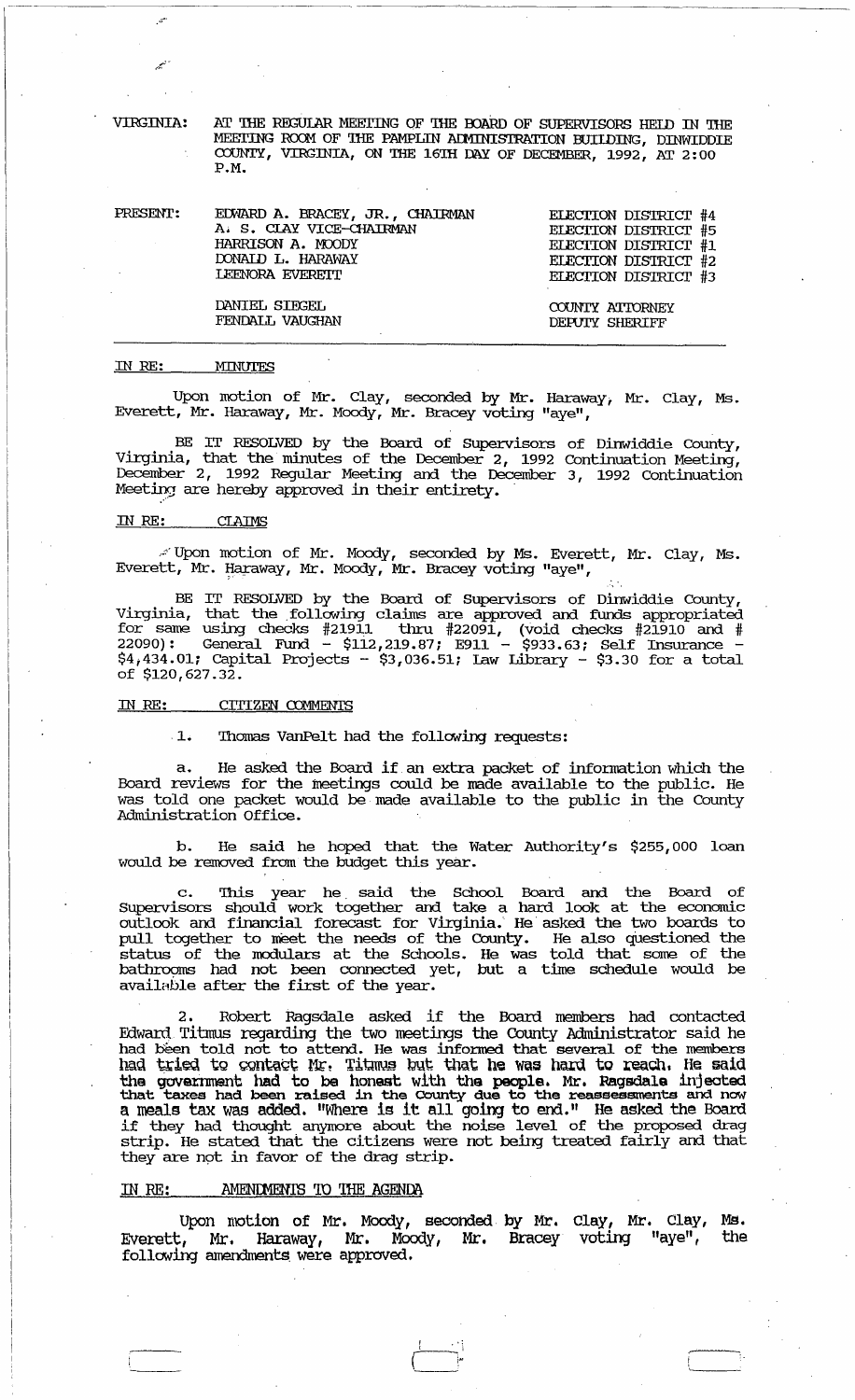VIRGINIA: AT THE REGULAR MEETING OF THE BOARD OF SUPERVISORS HELD IN THE MEETING ROOM OF THE PAMPLIN ADMINISTRATION BUILDING, DINWIDDIE COUNTY, VIRGINIA, ON THE 16TH DAY OF DECEMBER, 1992, AT 2:00 P.M.

| PRESENT: | | |
|---|---|---|
| | EDWARD A. BRACEY, JR., CHAIRMAN | ELECTION DISTRICT #4 |
| | A. S. CLAY VICE-CHAIRMAN | ELECTION DISTRICT #5 |
| | HARRISON A. MOODY | ELECTION DISTRICT #1 |
| | DONALD L. HARAWAY | ELECTION DISTRICT #2 |
| | LEENORA EVERETT | ELECTION DISTRICT #3 |
| | DANIEL SIEGEL | COUNTY ATTORNEY |
| | FENDALL VAUGHAN | DEPUTY SHERIFF |

IN RE: MINUTES

Upon motion of Mr. Clay, seconded by Mr. Haraway, Mr. Clay, Ms. Everett, Mr. Haraway, Mr. Moody, Mr. Bracey voting "aye",

BE IT RESOLVED by the Board of Supervisors of Dinwiddie County, Virginia, that the minutes of the December 2, 1992 Continuation Meeting, December 2, 1992 Regular Meeting and the December 3, 1992 Continuation Meeting are hereby approved in their entirety.

IN RE: CLAIMS

Upon motion of Mr. Moody, seconded by Ms. Everett, Mr. Clay, Ms. Everett, Mr. Haraway, Mr. Moody, Mr. Bracey voting "aye",

BE IT RESOLVED by the Board of Supervisors of Dinwiddie County, Virginia, that the following claims are approved and funds appropriated for same using checks #21911 thru #22091, (void checks #21910 and # 22090): General Fund - $112,219.87; E911 - $933.63; Self Insurance - $4,434.01; Capital Projects - $3,036.51; Law Library - $3.30 for a total of $120,627.32.

IN RE: CITIZEN COMMENTS

1. Thomas VanPelt had the following requests:

a. He asked the Board if an extra packet of information which the Board reviews for the meetings could be made available to the public. He was told one packet would be made available to the public in the County Administration Office.

b. He said he hoped that the Water Authority's $255,000 loan would be removed from the budget this year.

c. This year he said the School Board and the Board of Supervisors should work together and take a hard look at the economic outlook and financial forecast for Virginia. He asked the two boards to pull together to meet the needs of the County. He also questioned the status of the modulars at the Schools. He was told that some of the bathrooms had not been connected yet, but a time schedule would be available after the first of the year.

2. Robert Ragsdale asked if the Board members had contacted Edward Titmus regarding the two meetings the County Administrator said he had been told not to attend. He was informed that several of the members had tried to contact Mr. Titmus but that he was hard to reach. He said the government had to be honest with the people. Mr. Ragsdale injected that taxes had been raised in the County due to the reassessments and now a meals tax was added. "Where is it all going to end." He asked the Board if they had thought anymore about the noise level of the proposed drag strip. He stated that the citizens were not being treated fairly and that they are not in favor of the drag strip.

IN RE: AMENDMENTS TO THE AGENDA

Upon motion of Mr. Moody, seconded by Mr. Clay, Mr. Clay, Ms. Everett, Mr. Haraway, Mr. Moody, Mr. Bracey voting "aye", the following amendments were approved.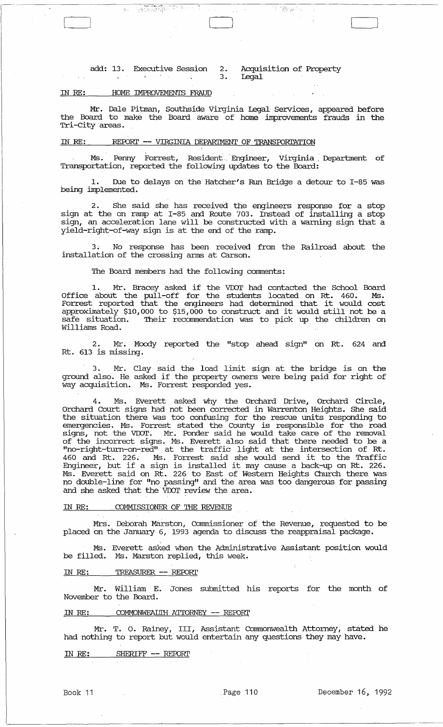add: 13. Executive Session 2. Acquisition of Property
3. Legal

IN RE: HOME IMPROVEMENTS FRAUD

Mr. Dale Pitman, Southside Virginia Legal Services, appeared before the Board to make the Board aware of home improvements frauds in the Tri-City areas.

IN RE: REPORT -- VIRGINIA DEPARTMENT OF TRANSPORTATION

Ms. Penny Forrest, Resident Engineer, Virginia Department of Transportation, reported the following updates to the Board:

1. Due to delays on the Hatcher's Run Bridge a detour to I-85 was being implemented.

2. She said she has received the engineers response for a stop sign at the on ramp at I-85 and Route 703. Instead of installing a stop sign, an acceleration lane will be constructed with a warning sign that a yield-right-of-way sign is at the end of the ramp.

3. No response has been received from the Railroad about the installation of the crossing arms at Carson.

The Board members had the following comments:

1. Mr. Bracey asked if the VDOT had contacted the School Board Office about the pull-off for the students located on Rt. 460. Ms. Forrest reported that the engineers had determined that it would cost approximately $10,000 to $15,000 to construct and it would still not be a safe situation. Their recommendation was to pick up the children on Williams Road.

2. Mr. Moody reported the "stop ahead sign" on Rt. 624 and Rt. 613 is missing.

3. Mr. Clay said the load limit sign at the bridge is on the ground also. He asked if the property owners were being paid for right of way acquisition. Ms. Forrest responded yes.

4. Ms. Everett asked why the Orchard Drive, Orchard Circle, Orchard Court signs had not been corrected in Warrenton Heights. She said the situation there was too confusing for the rescue units responding to emergencies. Ms. Forrest stated the County is responsible for the road signs, not the VDOT. Mr. Ponder said he would take care of the removal of the incorrect signs. Ms. Everett also said that there needed to be a "no-right-turn-on-red" at the traffic light at the intersection of Rt. 460 and Rt. 226. Ms. Forrest said she would send it to the Traffic Engineer, but if a sign is installed it may cause a back-up on Rt. 226. Ms. Everett said on Rt. 226 to East of Western Heights Church there was no double-line for "no passing" and the area was too dangerous for passing and she asked that the VDOT review the area.

IN RE: COMMISSIONER OF THE REVENUE

Mrs. Deborah Marston, Commissioner of the Revenue, requested to be placed on the January 6, 1993 agenda to discuss the reappraisal package.

Ms. Everett asked when the Administrative Assistant position would be filled. Ms. Marston replied, this week.

IN RE: TREASURER -- REPORT

Mr. William E. Jones submitted his reports for the month of November to the Board.

IN RE: COMMONWEALTH ATTORNEY -- REPORT

Mr. T. O. Rainey, III, Assistant Commonwealth Attorney, stated he had nothing to report but would entertain any questions they may have.

IN RE: SHERIFF -- REPORT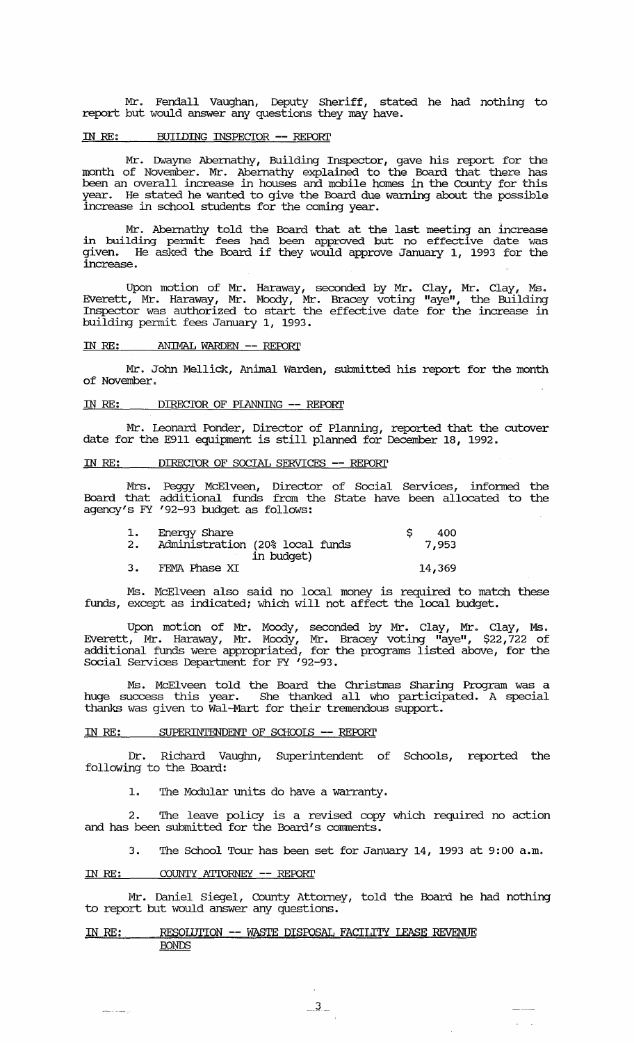Mr. Fendall Vaughan, Deputy Sheriff, stated he had nothing to report but would answer any questions they may have.

IN RE: BUILDING INSPECTOR -- REPORT

Mr. Dwayne Abernathy, Building Inspector, gave his report for the month of November. Mr. Abernathy explained to the Board that there has been an overall increase in houses and mobile homes in the County for this year. He stated he wanted to give the Board due warning about the possible increase in school students for the coming year.

Mr. Abernathy told the Board that at the last meeting an increase in building permit fees had been approved but no effective date was given. He asked the Board if they would approve January 1, 1993 for the increase.

Upon motion of Mr. Haraway, seconded by Mr. Clay, Mr. Clay, Ms. Everett, Mr. Haraway, Mr. Moody, Mr. Bracey voting "aye", the Building Inspector was authorized to start the effective date for the increase in building permit fees January 1, 1993.

IN RE: ANIMAL WARDEN -- REPORT

Mr. John Mellick, Animal Warden, submitted his report for the month of November.

IN RE: DIRECTOR OF PLANNING -- REPORT

Mr. Leonard Ponder, Director of Planning, reported that the cutover date for the E911 equipment is still planned for December 18, 1992.

IN RE: DIRECTOR OF SOCIAL SERVICES -- REPORT

Mrs. Peggy McElveen, Director of Social Services, informed the Board that additional funds from the State have been allocated to the agency's FY '92-93 budget as follows:

| | | |
|---|---|---|
| 1. | Energy Share | $ 400 |
| 2. | Administration (20% local funds in budget) | 7,953 |
| 3. | FEMA Phase XI | 14,369 |

Ms. McElveen also said no local money is required to match these funds, except as indicated; which will not affect the local budget.

Upon motion of Mr. Moody, seconded by Mr. Clay, Mr. Clay, Ms. Everett, Mr. Haraway, Mr. Moody, Mr. Bracey voting "aye", $22,722 of additional funds were appropriated, for the programs listed above, for the Social Services Department for FY '92-93.

Ms. McElveen told the Board the Christmas Sharing Program was a huge success this year. She thanked all who participated. A special thanks was given to Wal-Mart for their tremendous support.

IN RE: SUPERINTENDENT OF SCHOOLS -- REPORT

Dr. Richard Vaughn, Superintendent of Schools, reported the following to the Board:

1. The Modular units do have a warranty.

2. The leave policy is a revised copy which required no action and has been submitted for the Board's comments.

3. The School Tour has been set for January 14, 1993 at 9:00 a.m.

IN RE: COUNTY ATTORNEY -- REPORT

Mr. Daniel Siegel, County Attorney, told the Board he had nothing to report but would answer any questions.

IN RE: RESOLUTION -- WASTE DISPOSAL FACILITY LEASE REVENUE BONDS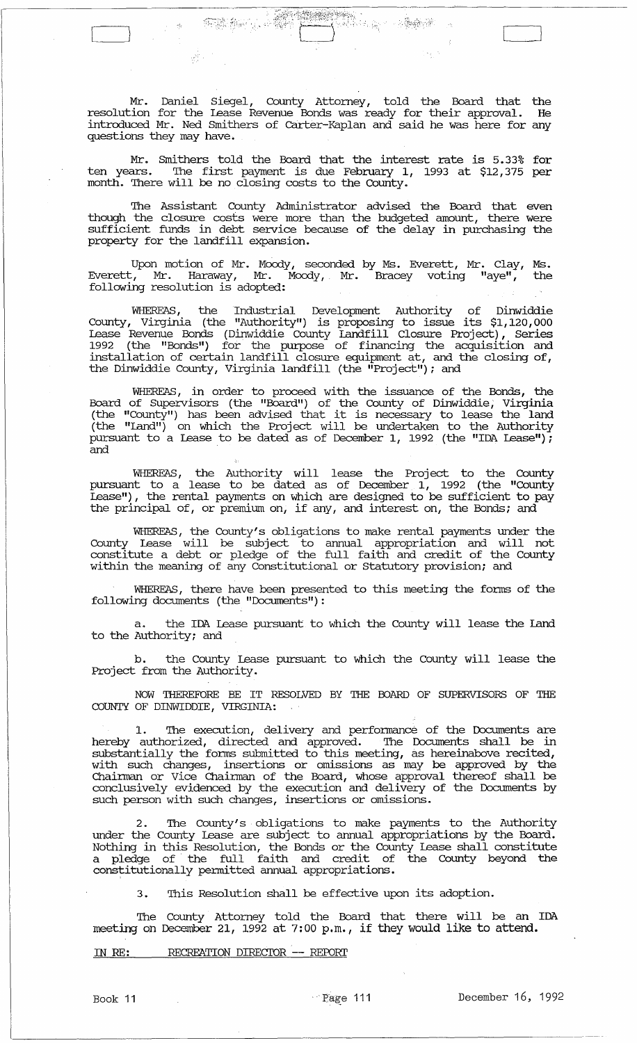Mr. Daniel Siegel, County Attorney, told the Board that the resolution for the Lease Revenue Bonds was ready for their approval. He introduced Mr. Ned Smithers of Carter-Kaplan and said he was here for any questions they may have.

Mr. Smithers told the Board that the interest rate is 5.33% for ten years. The first payment is due February 1, 1993 at $12,375 per month. There will be no closing costs to the County.

The Assistant County Administrator advised the Board that even though the closure costs were more than the budgeted amount, there were sufficient funds in debt service because of the delay in purchasing the property for the landfill expansion.

Upon motion of Mr. Moody, seconded by Ms. Everett, Mr. Clay, Ms. Everett, Mr. Haraway, Mr. Moody, Mr. Bracey voting "aye", the following resolution is adopted:

WHEREAS, the Industrial Development Authority of Dinwiddie County, Virginia (the "Authority") is proposing to issue its $1,120,000 Lease Revenue Bonds (Dinwiddie County Landfill Closure Project), Series 1992 (the "Bonds") for the purpose of financing the acquisition and installation of certain landfill closure equipment at, and the closing of, the Dinwiddie County, Virginia landfill (the "Project"); and

WHEREAS, in order to proceed with the issuance of the Bonds, the Board of Supervisors (the "Board") of the County of Dinwiddie, Virginia (the "County") has been advised that it is necessary to lease the land (the "Land") on which the Project will be undertaken to the Authority pursuant to a Lease to be dated as of December 1, 1992 (the "IDA Lease"); and

WHEREAS, the Authority will lease the Project to the County pursuant to a lease to be dated as of December 1, 1992 (the "County Lease"), the rental payments on which are designed to be sufficient to pay the principal of, or premium on, if any, and interest on, the Bonds; and

WHEREAS, the County's obligations to make rental payments under the County Lease will be subject to annual appropriation and will not constitute a debt or pledge of the full faith and credit of the County within the meaning of any Constitutional or Statutory provision; and

WHEREAS, there have been presented to this meeting the forms of the following documents (the "Documents"):

a. the IDA Lease pursuant to which the County will lease the Land to the Authority; and

b. the County Lease pursuant to which the County will lease the Project from the Authority.

NOW THEREFORE BE IT RESOLVED BY THE BOARD OF SUPERVISORS OF THE COUNTY OF DINWIDDIE, VIRGINIA:

1. The execution, delivery and performance of the Documents are hereby authorized, directed and approved. The Documents shall be in substantially the forms submitted to this meeting, as hereinabove recited, with such changes, insertions or omissions as may be approved by the Chairman or Vice Chairman of the Board, whose approval thereof shall be conclusively evidenced by the execution and delivery of the Documents by such person with such changes, insertions or omissions.

2. The County's obligations to make payments to the Authority under the County Lease are subject to annual appropriations by the Board. Nothing in this Resolution, the Bonds or the County Lease shall constitute a pledge of the full faith and credit of the County beyond the constitutionally permitted annual appropriations.

3. This Resolution shall be effective upon its adoption.

The County Attorney told the Board that there will be an IDA meeting on December 21, 1992 at 7:00 p.m., if they would like to attend.

IN RE: RECREATION DIRECTOR -- REPORT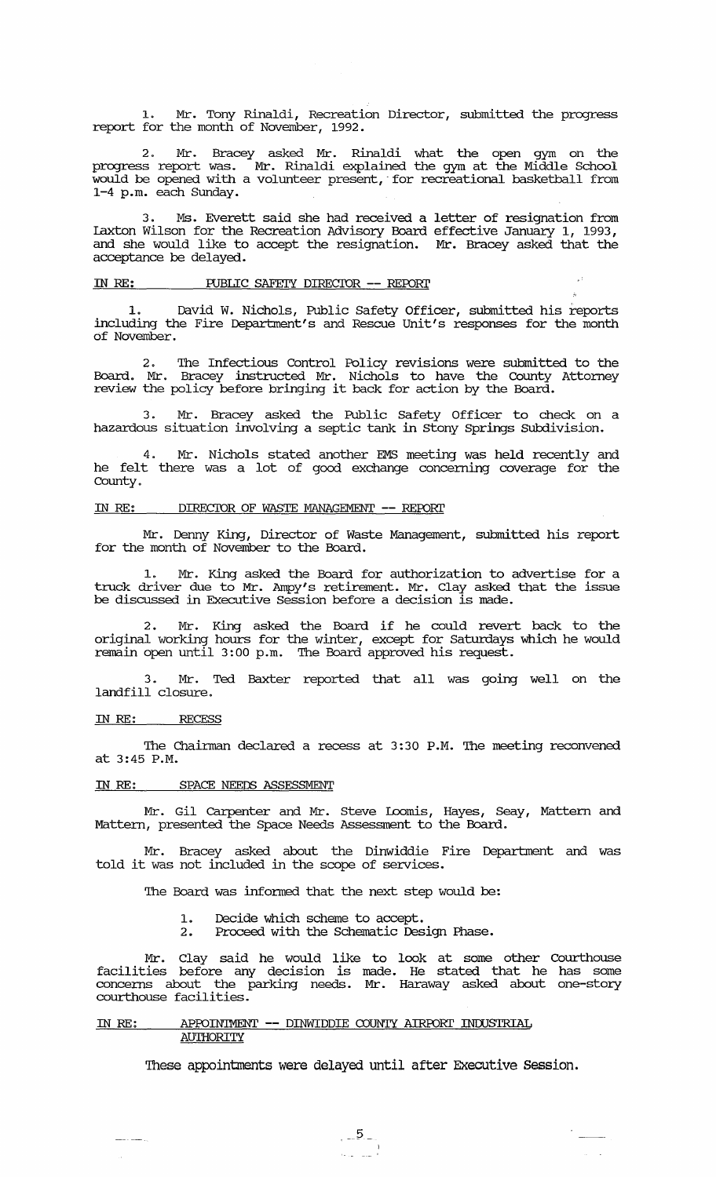1. Mr. Tony Rinaldi, Recreation Director, submitted the progress report for the month of November, 1992.

2. Mr. Bracey asked Mr. Rinaldi what the open gym on the progress report was. Mr. Rinaldi explained the gym at the Middle School would be opened with a volunteer present, for recreational basketball from 1-4 p.m. each Sunday.

3. Ms. Everett said she had received a letter of resignation from Laxton Wilson for the Recreation Advisory Board effective January 1, 1993, and she would like to accept the resignation. Mr. Bracey asked that the acceptance be delayed.

IN RE: PUBLIC SAFETY DIRECTOR -- REPORT

1. David W. Nichols, Public Safety Officer, submitted his reports including the Fire Department's and Rescue Unit's responses for the month of November.

2. The Infectious Control Policy revisions were submitted to the Board. Mr. Bracey instructed Mr. Nichols to have the County Attorney review the policy before bringing it back for action by the Board.

3. Mr. Bracey asked the Public Safety Officer to check on a hazardous situation involving a septic tank in Stony Springs Subdivision.

4. Mr. Nichols stated another EMS meeting was held recently and he felt there was a lot of good exchange concerning coverage for the County.

IN RE: DIRECTOR OF WASTE MANAGEMENT -- REPORT

Mr. Denny King, Director of Waste Management, submitted his report for the month of November to the Board.

1. Mr. King asked the Board for authorization to advertise for a truck driver due to Mr. Ampy's retirement. Mr. Clay asked that the issue be discussed in Executive Session before a decision is made.

2. Mr. King asked the Board if he could revert back to the original working hours for the winter, except for Saturdays which he would remain open until 3:00 p.m. The Board approved his request.

3. Mr. Ted Baxter reported that all was going well on the landfill closure.

IN RE: RECESS

The Chairman declared a recess at 3:30 P.M. The meeting reconvened at 3:45 P.M.

IN RE: SPACE NEEDS ASSESSMENT

Mr. Gil Carpenter and Mr. Steve Loomis, Hayes, Seay, Mattern and Mattern, presented the Space Needs Assessment to the Board.

Mr. Bracey asked about the Dinwiddie Fire Department and was told it was not included in the scope of services.

The Board was informed that the next step would be:

1. Decide which scheme to accept.
2. Proceed with the Schematic Design Phase.

Mr. Clay said he would like to look at some other Courthouse facilities before any decision is made. He stated that he has some concerns about the parking needs. Mr. Haraway asked about one-story courthouse facilities.

IN RE: APPOINTMENT -- DINWIDDIE COUNTY AIRPORT INDUSTRIAL AUTHORITY

These appointments were delayed until after Executive Session.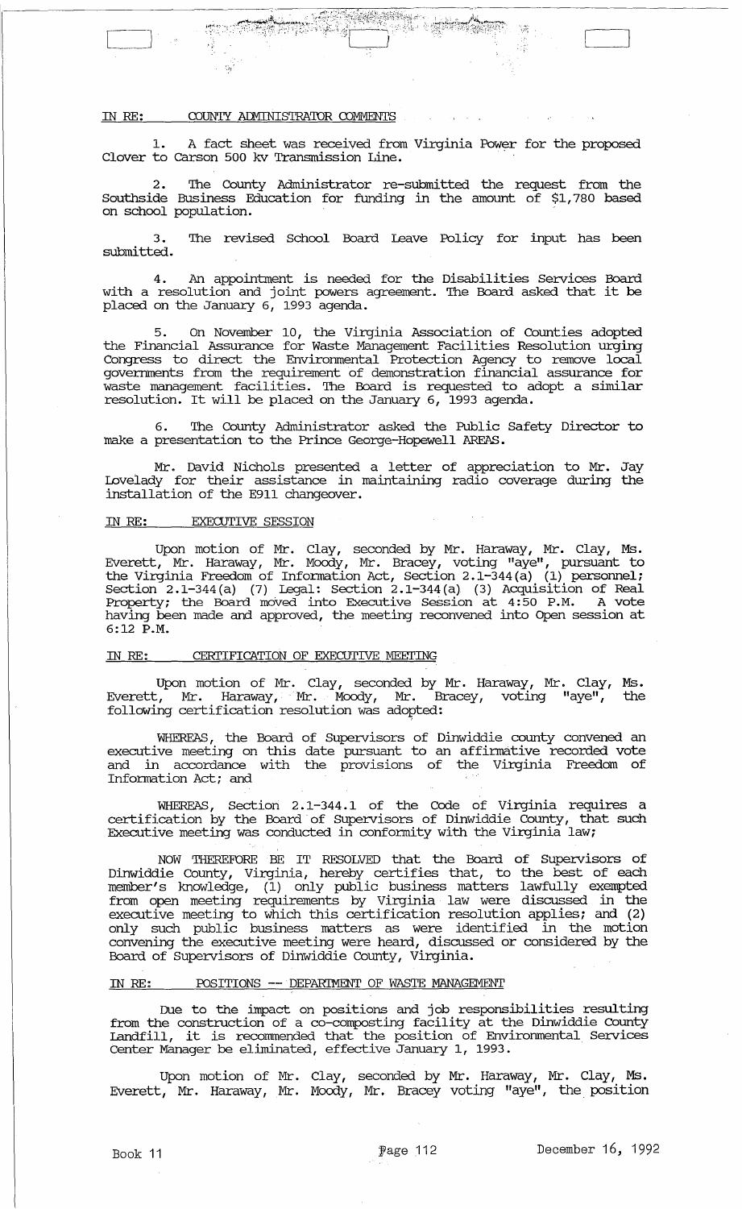IN RE: COUNTY ADMINISTRATOR COMMENTS

1. A fact sheet was received from Virginia Power for the proposed Clover to Carson 500 kv Transmission Line.

2. The County Administrator re-submitted the request from the Southside Business Education for funding in the amount of $1,780 based on school population.

3. The revised School Board Leave Policy for input has been submitted.

4. An appointment is needed for the Disabilities Services Board with a resolution and joint powers agreement. The Board asked that it be placed on the January 6, 1993 agenda.

5. On November 10, the Virginia Association of Counties adopted the Financial Assurance for Waste Management Facilities Resolution urging Congress to direct the Environmental Protection Agency to remove local governments from the requirement of demonstration financial assurance for waste management facilities. The Board is requested to adopt a similar resolution. It will be placed on the January 6, 1993 agenda.

6. The County Administrator asked the Public Safety Director to make a presentation to the Prince George-Hopewell AREAS.

Mr. David Nichols presented a letter of appreciation to Mr. Jay Lovelady for their assistance in maintaining radio coverage during the installation of the E911 changeover.

IN RE: EXECUTIVE SESSION

Upon motion of Mr. Clay, seconded by Mr. Haraway, Mr. Clay, Ms. Everett, Mr. Haraway, Mr. Moody, Mr. Bracey, voting "aye", pursuant to the Virginia Freedom of Information Act, Section 2.1-344(a) (1) personnel; Section 2.1-344(a) (7) Legal: Section 2.1-344(a) (3) Acquisition of Real Property; the Board moved into Executive Session at 4:50 P.M. A vote having been made and approved, the meeting reconvened into Open session at 6:12 P.M.

IN RE: CERTIFICATION OF EXECUTIVE MEETING

Upon motion of Mr. Clay, seconded by Mr. Haraway, Mr. Clay, Ms. Everett, Mr. Haraway, Mr. Moody, Mr. Bracey, voting "aye", the following certification resolution was adopted:

WHEREAS, the Board of Supervisors of Dinwiddie county convened an executive meeting on this date pursuant to an affirmative recorded vote and in accordance with the provisions of the Virginia Freedom of Information Act; and

WHEREAS, Section 2.1-344.1 of the Code of Virginia requires a certification by the Board of Supervisors of Dinwiddie County, that such Executive meeting was conducted in conformity with the Virginia law;

NOW THEREFORE BE IT RESOLVED that the Board of Supervisors of Dinwiddie County, Virginia, hereby certifies that, to the best of each member's knowledge, (1) only public business matters lawfully exempted from open meeting requirements by Virginia law were discussed in the executive meeting to which this certification resolution applies; and (2) only such public business matters as were identified in the motion convening the executive meeting were heard, discussed or considered by the Board of Supervisors of Dinwiddie County, Virginia.

IN RE: POSITIONS -- DEPARTMENT OF WASTE MANAGEMENT

Due to the impact on positions and job responsibilities resulting from the construction of a co-composting facility at the Dinwiddie County Landfill, it is recommended that the position of Environmental Services Center Manager be eliminated, effective January 1, 1993.

Upon motion of Mr. Clay, seconded by Mr. Haraway, Mr. Clay, Ms. Everett, Mr. Haraway, Mr. Moody, Mr. Bracey voting "aye", the position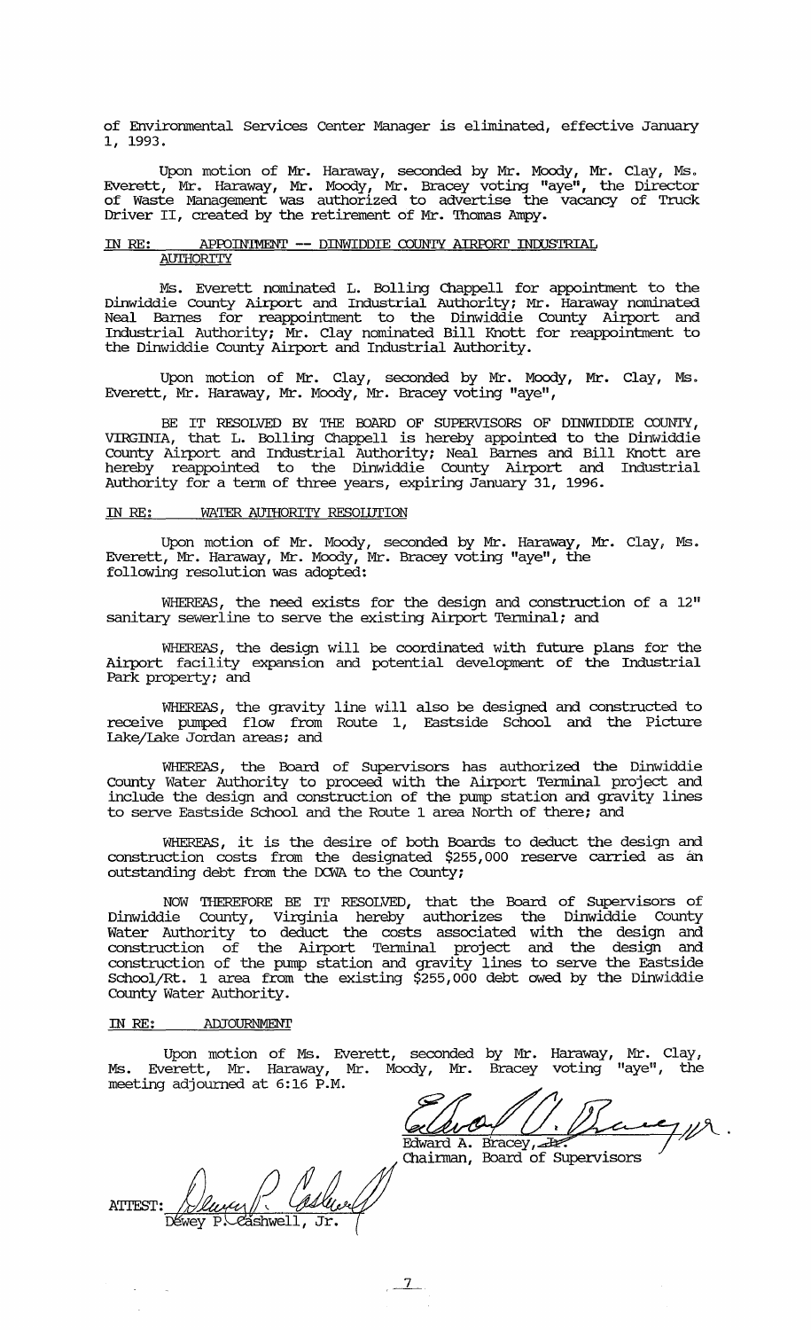of Environmental Services Center Manager is eliminated, effective January 1, 1993.

Upon motion of Mr. Haraway, seconded by Mr. Moody, Mr. Clay, Ms. Everett, Mr. Haraway, Mr. Moody, Mr. Bracey voting "aye", the Director of Waste Management was authorized to advertise the vacancy of Truck Driver II, created by the retirement of Mr. Thomas Ampy.

IN RE: APPOINTMENT -- DINWIDDIE COUNTY AIRPORT INDUSTRIAL AUTHORITY

Ms. Everett nominated L. Bolling Chappell for appointment to the Dinwiddie County Airport and Industrial Authority; Mr. Haraway nominated Neal Barnes for reappointment to the Dinwiddie County Airport and Industrial Authority; Mr. Clay nominated Bill Knott for reappointment to the Dinwiddie County Airport and Industrial Authority.

Upon motion of Mr. Clay, seconded by Mr. Moody, Mr. Clay, Ms. Everett, Mr. Haraway, Mr. Moody, Mr. Bracey voting "aye",

BE IT RESOLVED BY THE BOARD OF SUPERVISORS OF DINWIDDIE COUNTY, VIRGINIA, that L. Bolling Chappell is hereby appointed to the Dinwiddie County Airport and Industrial Authority; Neal Barnes and Bill Knott are hereby reappointed to the Dinwiddie County Airport and Industrial Authority for a term of three years, expiring January 31, 1996.

IN RE: WATER AUTHORITY RESOLUTION

Upon motion of Mr. Moody, seconded by Mr. Haraway, Mr. Clay, Ms. Everett, Mr. Haraway, Mr. Moody, Mr. Bracey voting "aye", the following resolution was adopted:

WHEREAS, the need exists for the design and construction of a 12" sanitary sewerline to serve the existing Airport Terminal; and

WHEREAS, the design will be coordinated with future plans for the Airport facility expansion and potential development of the Industrial Park property; and

WHEREAS, the gravity line will also be designed and constructed to receive pumped flow from Route 1, Eastside School and the Picture Lake/Lake Jordan areas; and

WHEREAS, the Board of Supervisors has authorized the Dinwiddie County Water Authority to proceed with the Airport Terminal project and include the design and construction of the pump station and gravity lines to serve Eastside School and the Route 1 area North of there; and

WHEREAS, it is the desire of both Boards to deduct the design and construction costs from the designated $255,000 reserve carried as an outstanding debt from the DCWA to the County;

NOW THEREFORE BE IT RESOLVED, that the Board of Supervisors of Dinwiddie County, Virginia hereby authorizes the Dinwiddie County Water Authority to deduct the costs associated with the design and construction of the Airport Terminal project and the design and construction of the pump station and gravity lines to serve the Eastside School/Rt. 1 area from the existing $255,000 debt owed by the Dinwiddie County Water Authority.

IN RE: ADJOURNMENT

Upon motion of Ms. Everett, seconded by Mr. Haraway, Mr. Clay, Ms. Everett, Mr. Haraway, Mr. Moody, Mr. Bracey voting "aye", the meeting adjourned at 6:16 P.M.

Edward A. Bracey, Jr.
Chairman, Board of Supervisors

ATTEST: Dewey P. Cashwell, Jr.